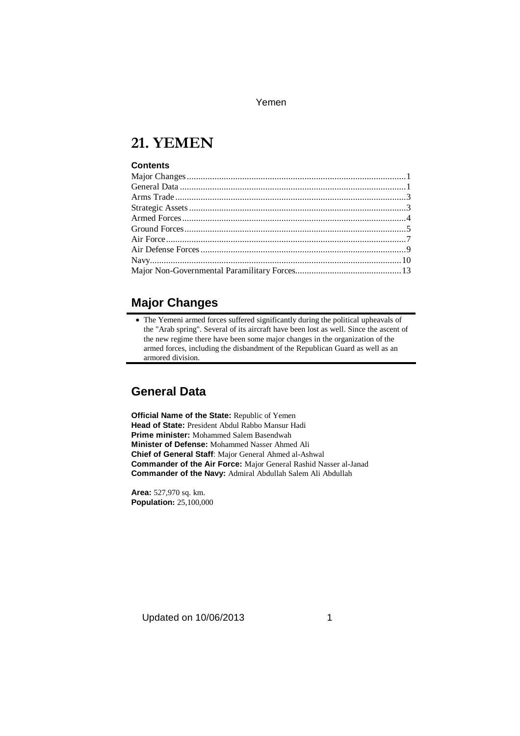# 21. YEMEN

### Contents

Major Changes..............................................................................................1
General Data .................................................................................................1
Arms Trade...................................................................................................3
Strategic Assets .............................................................................................3
Armed Forces................................................................................................4
Ground Forces...............................................................................................5
Air Force.......................................................................................................7
Air Defense Forces........................................................................................9
Navy............................................................................................................10
Major Non-Governmental Paramilitary Forces.............................................13

## Major Changes

- The Yemeni armed forces suffered significantly during the political upheavals of the "Arab spring". Several of its aircraft have been lost as well. Since the ascent of the new regime there have been some major changes in the organization of the armed forces, including the disbandment of the Republican Guard as well as an armored division.

## General Data

**Official Name of the State:** Republic of Yemen
**Head of State:** President Abdul Rabbo Mansur Hadi
**Prime minister:** Mohammed Salem Basendwah
**Minister of Defense:** Mohammed Nasser Ahmed Ali
**Chief of General Staff**: Major General Ahmed al-Ashwal
**Commander of the Air Force:** Major General Rashid Nasser al-Janad
**Commander of the Navy:** Admiral Abdullah Salem Ali Abdullah

**Area:** 527,970 sq. km.
**Population:** 25,100,000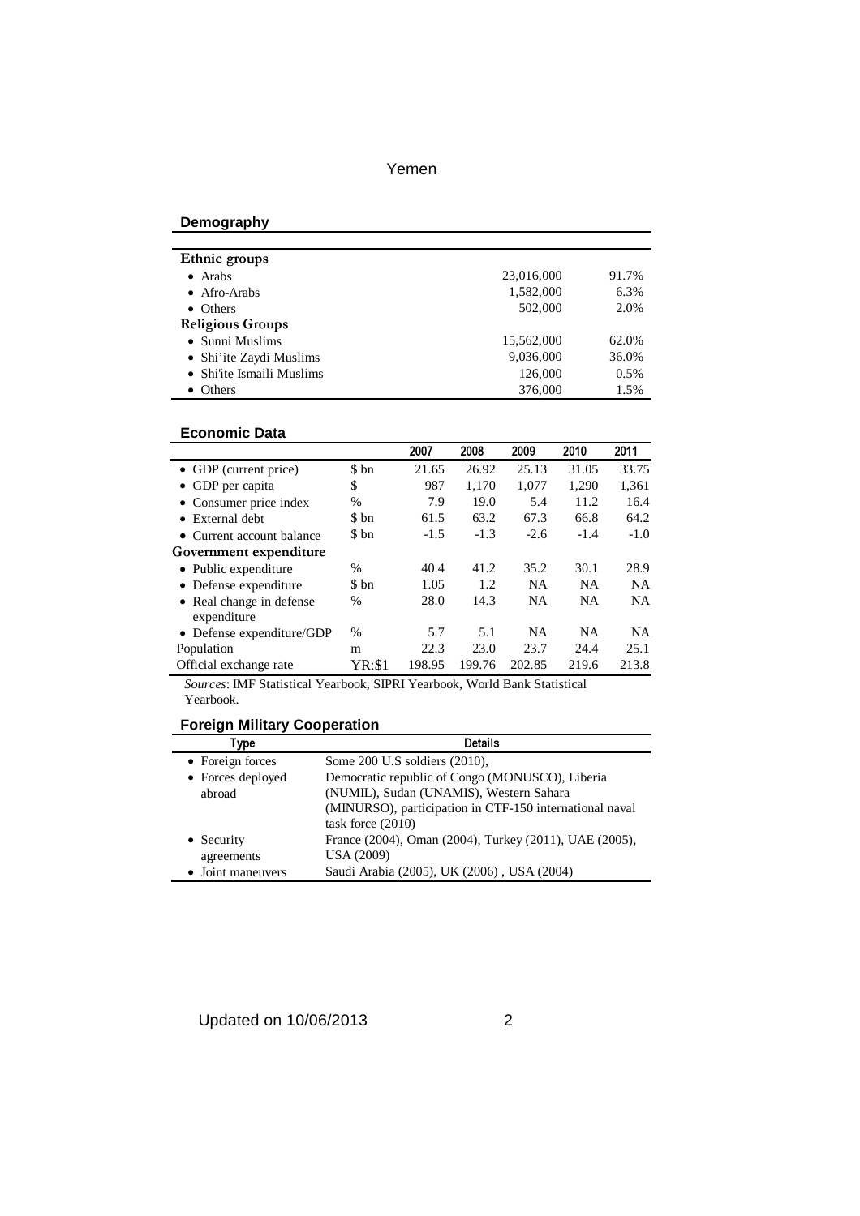# Yemen

## Demography

| | | |
|---|---|---|
| **Ethnic groups** | | |
| • Arabs | 23,016,000 | 91.7% |
| • Afro-Arabs | 1,582,000 | 6.3% |
| • Others | 502,000 | 2.0% |
| **Religious Groups** | | |
| • Sunni Muslims | 15,562,000 | 62.0% |
| • Shi'ite Zaydi Muslims | 9,036,000 | 36.0% |
| • Shi'ite Ismaili Muslims | 126,000 | 0.5% |
| • Others | 376,000 | 1.5% |

## Economic Data

| | | 2007 | 2008 | 2009 | 2010 | 2011 |
|---|---|---|---|---|---|---|
| • GDP (current price) | $ bn | 21.65 | 26.92 | 25.13 | 31.05 | 33.75 |
| • GDP per capita | $ | 987 | 1,170 | 1,077 | 1,290 | 1,361 |
| • Consumer price index | % | 7.9 | 19.0 | 5.4 | 11.2 | 16.4 |
| • External debt | $ bn | 61.5 | 63.2 | 67.3 | 66.8 | 64.2 |
| • Current account balance | $ bn | -1.5 | -1.3 | -2.6 | -1.4 | -1.0 |
| **Government expenditure** | | | | | | |
| • Public expenditure | % | 40.4 | 41.2 | 35.2 | 30.1 | 28.9 |
| • Defense expenditure | $ bn | 1.05 | 1.2 | NA | NA | NA |
| • Real change in defense expenditure | % | 28.0 | 14.3 | NA | NA | NA |
| • Defense expenditure/GDP | % | 5.7 | 5.1 | NA | NA | NA |
| Population | m | 22.3 | 23.0 | 23.7 | 24.4 | 25.1 |
| Official exchange rate | YR:$1 | 198.95 | 199.76 | 202.85 | 219.6 | 213.8 |

*Sources*: IMF Statistical Yearbook, SIPRI Yearbook, World Bank Statistical Yearbook.

## Foreign Military Cooperation

| Type | Details |
|---|---|
| • Foreign forces | Some 200 U.S soldiers (2010), |
| • Forces deployed abroad | Democratic republic of Congo (MONUSCO), Liberia (NUMIL), Sudan (UNAMIS), Western Sahara (MINURSO), participation in CTF-150 international naval task force (2010) |
| • Security agreements | France (2004), Oman (2004), Turkey (2011), UAE (2005), USA (2009) |
| • Joint maneuvers | Saudi Arabia (2005), UK (2006) , USA (2004) |

Updated on 10/06/2013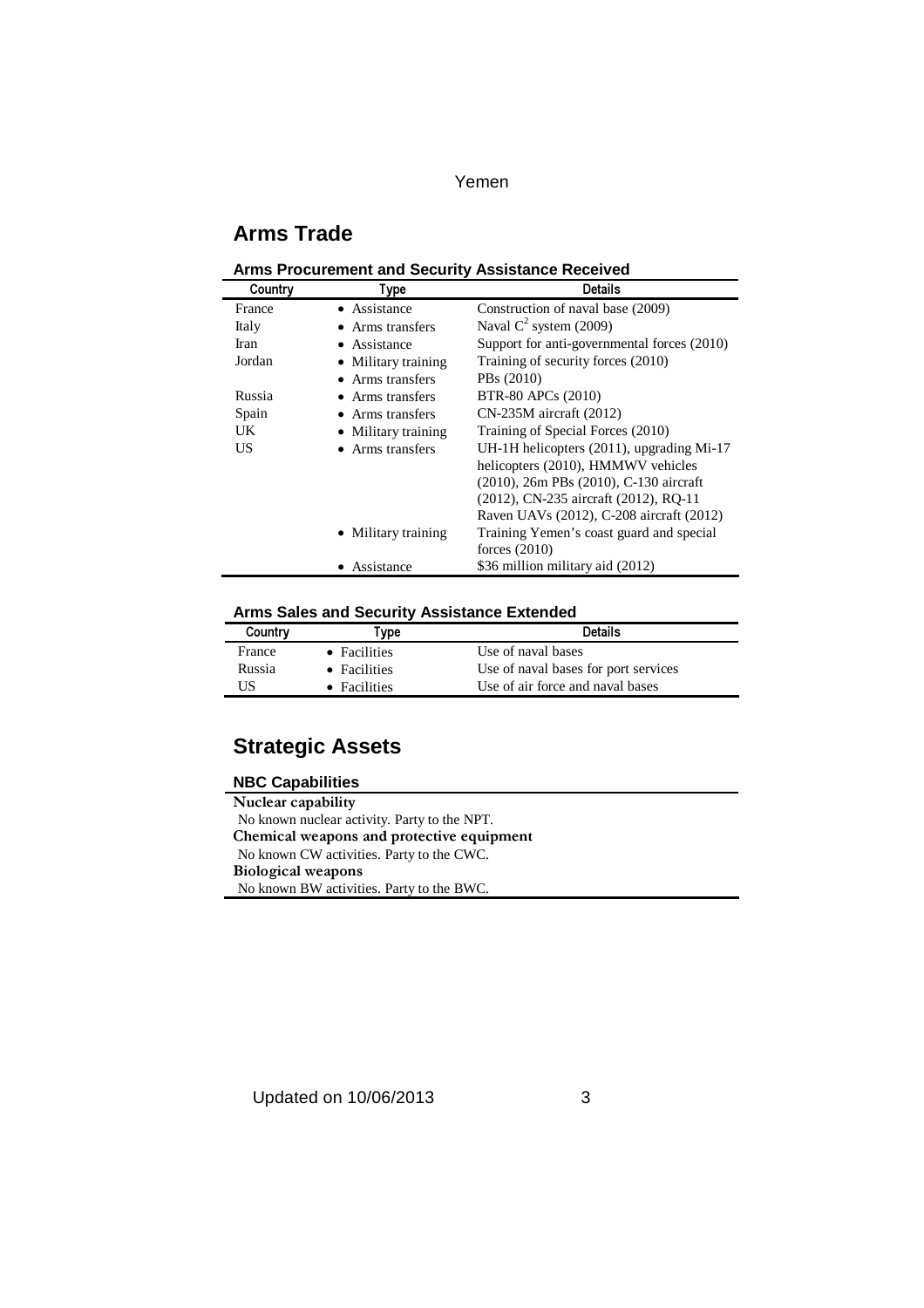## Arms Trade

### Arms Procurement and Security Assistance Received

| Country | Type | Details |
|---|---|---|
| France | • Assistance | Construction of naval base (2009) |
| Italy | • Arms transfers | Naval $C^2$ system (2009) |
| Iran | • Assistance | Support for anti-governmental forces (2010) |
| Jordan | • Military training | Training of security forces (2010) |
| | • Arms transfers | PBs (2010) |
| Russia | • Arms transfers | BTR-80 APCs (2010) |
| Spain | • Arms transfers | CN-235M aircraft (2012) |
| UK | • Military training | Training of Special Forces (2010) |
| US | • Arms transfers | UH-1H helicopters (2011), upgrading Mi-17 helicopters (2010), HMMWV vehicles (2010), 26m PBs (2010), C-130 aircraft (2012), CN-235 aircraft (2012), RQ-11 Raven UAVs (2012), C-208 aircraft (2012) |
| | • Military training | Training Yemen's coast guard and special forces (2010) |
| | • Assistance | $36 million military aid (2012) |

### Arms Sales and Security Assistance Extended

| Country | Type | Details |
|---|---|---|
| France | • Facilities | Use of naval bases |
| Russia | • Facilities | Use of naval bases for port services |
| US | • Facilities | Use of air force and naval bases |

## Strategic Assets

### NBC Capabilities

**Nuclear capability**

No known nuclear activity. Party to the NPT.

**Chemical weapons and protective equipment**

No known CW activities. Party to the CWC.

**Biological weapons**

No known BW activities. Party to the BWC.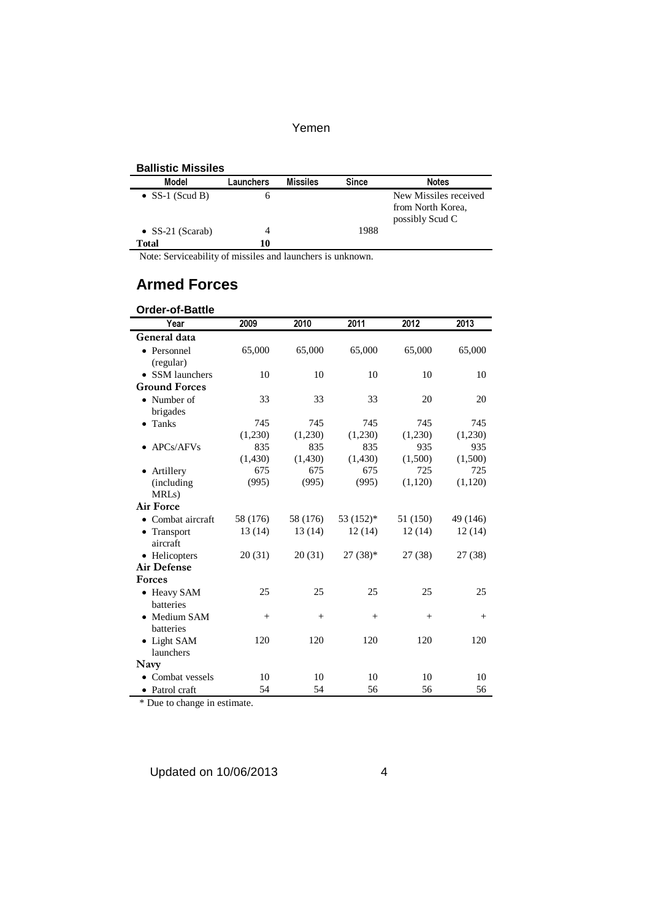# Yemen

### Ballistic Missiles

| Model | Launchers | Missiles | Since | Notes |
|---|---|---|---|---|
| • SS-1 (Scud B) | 6 | | | New Missiles received from North Korea, possibly Scud C |
| • SS-21 (Scarab) | 4 | | 1988 | |
| **Total** | **10** | | | |

Note: Serviceability of missiles and launchers is unknown.

## Armed Forces

### Order-of-Battle

| Year | 2009 | 2010 | 2011 | 2012 | 2013 |
|---|---|---|---|---|---|
| **General data** | | | | | |
| • Personnel (regular) | 65,000 | 65,000 | 65,000 | 65,000 | 65,000 |
| • SSM launchers | 10 | 10 | 10 | 10 | 10 |
| **Ground Forces** | | | | | |
| • Number of brigades | 33 | 33 | 33 | 20 | 20 |
| • Tanks | 745 (1,230) | 745 (1,230) | 745 (1,230) | 745 (1,230) | 745 (1,230) |
| • APCs/AFVs | 835 (1,430) | 835 (1,430) | 835 (1,430) | 935 (1,500) | 935 (1,500) |
| • Artillery (including MRLs) | 675 (995) | 675 (995) | 675 (995) | 725 (1,120) | 725 (1,120) |
| **Air Force** | | | | | |
| • Combat aircraft | 58 (176) | 58 (176) | 53 (152)* | 51 (150) | 49 (146) |
| • Transport aircraft | 13 (14) | 13 (14) | 12 (14) | 12 (14) | 12 (14) |
| • Helicopters | 20 (31) | 20 (31) | 27 (38)* | 27 (38) | 27 (38) |
| **Air Defense Forces** | | | | | |
| • Heavy SAM batteries | 25 | 25 | 25 | 25 | 25 |
| • Medium SAM batteries | + | + | + | + | + |
| • Light SAM launchers | 120 | 120 | 120 | 120 | 120 |
| **Navy** | | | | | |
| • Combat vessels | 10 | 10 | 10 | 10 | 10 |
| • Patrol craft | 54 | 54 | 56 | 56 | 56 |

\* Due to change in estimate.

Updated on 10/06/2013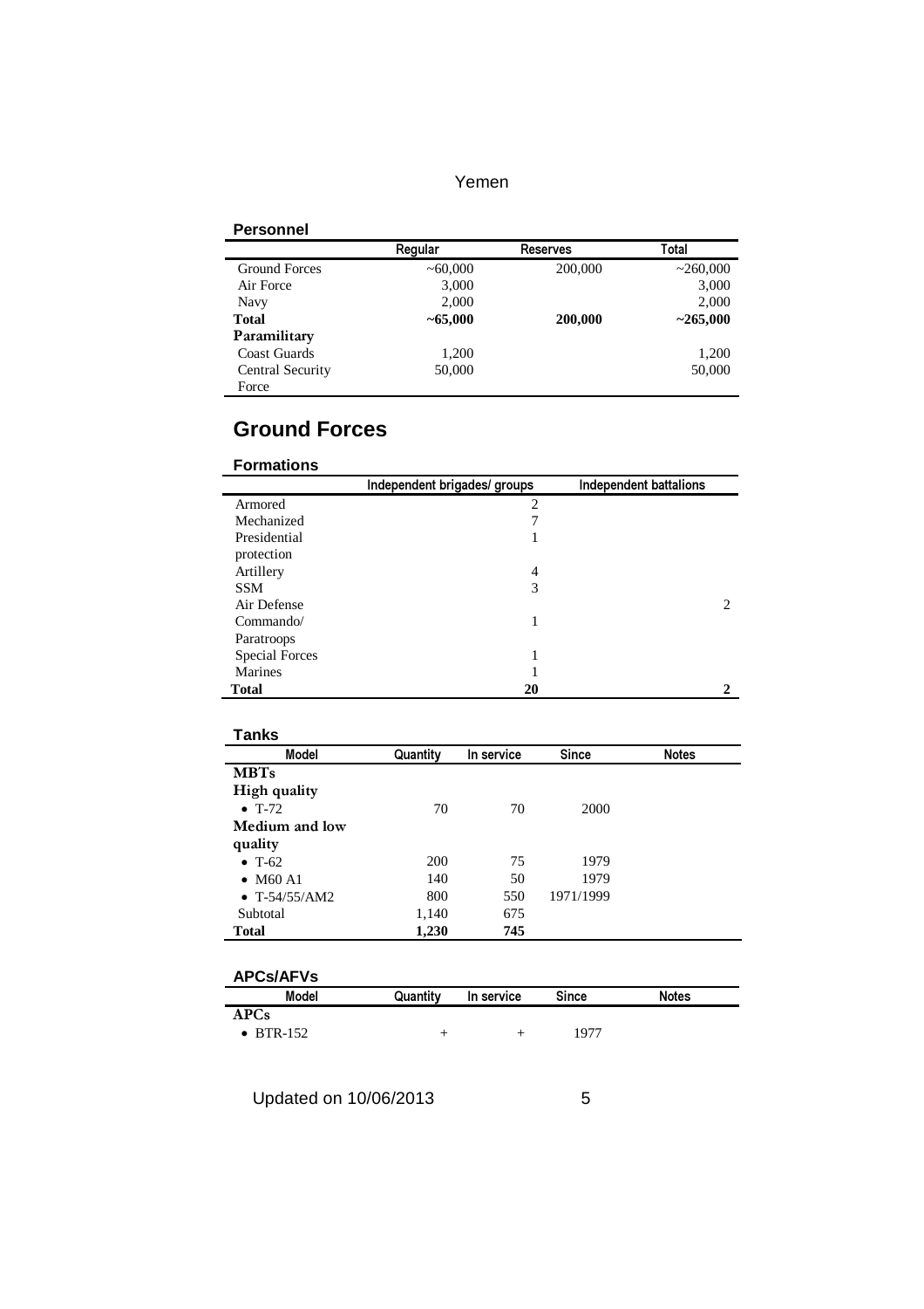# Yemen

**Personnel**

| | Regular | Reserves | Total |
|---|---|---|---|
| Ground Forces | ~60,000 | 200,000 | ~260,000 |
| Air Force | 3,000 | | 3,000 |
| Navy | 2,000 | | 2,000 |
| **Total** | **~65,000** | **200,000** | **~265,000** |
| **Paramilitary** | | | |
| Coast Guards | 1,200 | | 1,200 |
| Central Security Force | 50,000 | | 50,000 |

## Ground Forces

**Formations**

| | Independent brigades/ groups | Independent battalions |
|---|---|---|
| Armored | 2 | |
| Mechanized | 7 | |
| Presidential protection | 1 | |
| Artillery | 4 | |
| SSM | 3 | |
| Air Defense | | 2 |
| Commando/ Paratroops | 1 | |
| Special Forces | 1 | |
| Marines | 1 | |
| **Total** | **20** | **2** |

**Tanks**

| Model | Quantity | In service | Since | Notes |
|---|---|---|---|---|
| **MBTs** | | | | |
| **High quality** | | | | |
| • T-72 | 70 | 70 | 2000 | |
| **Medium and low quality** | | | | |
| • T-62 | 200 | 75 | 1979 | |
| • M60 A1 | 140 | 50 | 1979 | |
| • T-54/55/AM2 | 800 | 550 | 1971/1999 | |
| Subtotal | 1,140 | 675 | | |
| **Total** | **1,230** | **745** | | |

**APCs/AFVs**

| Model | Quantity | In service | Since | Notes |
|---|---|---|---|---|
| **APCs** | | | | |
| • BTR-152 | + | + | 1977 | |

Updated on 10/06/2013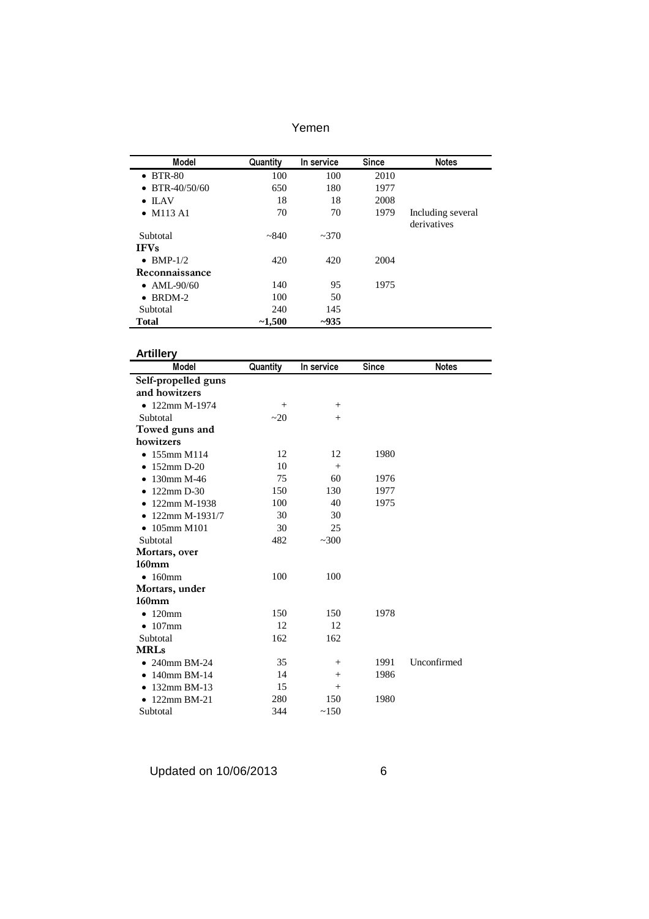| Model | Quantity | In service | Since | Notes |
|---|---|---|---|---|
| • BTR-80 | 100 | 100 | 2010 | |
| • BTR-40/50/60 | 650 | 180 | 1977 | |
| • ILAV | 18 | 18 | 2008 | |
| • M113 A1 | 70 | 70 | 1979 | Including several derivatives |
| Subtotal | ~840 | ~370 | | |
| **IFVs** | | | | |
| • BMP-1/2 | 420 | 420 | 2004 | |
| **Reconnaissance** | | | | |
| • AML-90/60 | 140 | 95 | 1975 | |
| • BRDM-2 | 100 | 50 | | |
| Subtotal | 240 | 145 | | |
| **Total** | **~1,500** | **~935** | | |

## Artillery

| Model | Quantity | In service | Since | Notes |
|---|---|---|---|---|
| **Self-propelled guns and howitzers** | | | | |
| • 122mm M-1974 | + | + | | |
| Subtotal | ~20 | + | | |
| **Towed guns and howitzers** | | | | |
| • 155mm M114 | 12 | 12 | 1980 | |
| • 152mm D-20 | 10 | + | | |
| • 130mm M-46 | 75 | 60 | 1976 | |
| • 122mm D-30 | 150 | 130 | 1977 | |
| • 122mm M-1938 | 100 | 40 | 1975 | |
| • 122mm M-1931/7 | 30 | 30 | | |
| • 105mm M101 | 30 | 25 | | |
| Subtotal | 482 | ~300 | | |
| **Mortars, over 160mm** | | | | |
| • 160mm | 100 | 100 | | |
| **Mortars, under 160mm** | | | | |
| • 120mm | 150 | 150 | 1978 | |
| • 107mm | 12 | 12 | | |
| Subtotal | 162 | 162 | | |
| **MRLs** | | | | |
| • 240mm BM-24 | 35 | + | 1991 | Unconfirmed |
| • 140mm BM-14 | 14 | + | 1986 | |
| • 132mm BM-13 | 15 | + | | |
| • 122mm BM-21 | 280 | 150 | 1980 | |
| Subtotal | 344 | ~150 | | |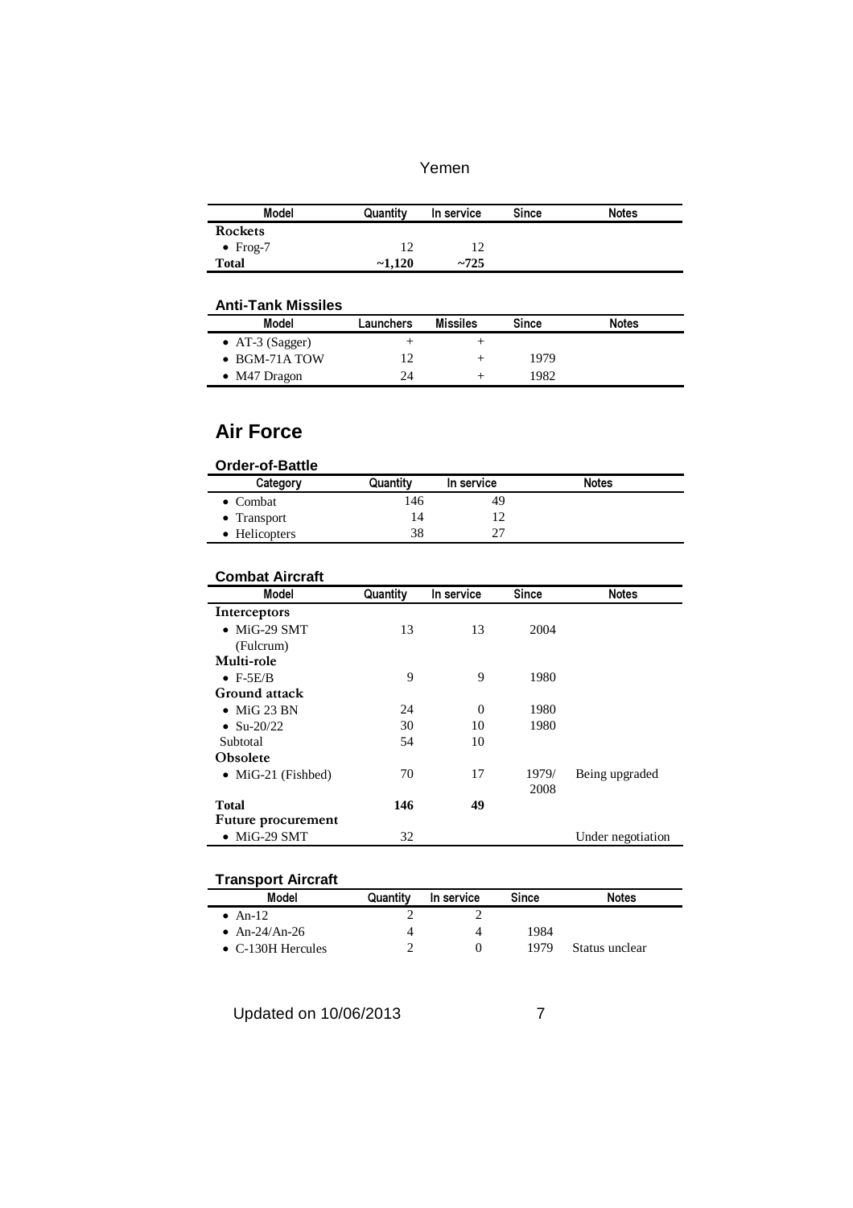| Model | Quantity | In service | Since | Notes |
|---|---|---|---|---|
| **Rockets** | | | | |
| • Frog-7 | 12 | 12 | | |
| **Total** | **~1,120** | **~725** | | |

### Anti-Tank Missiles

| Model | Launchers | Missiles | Since | Notes |
|---|---|---|---|---|
| • AT-3 (Sagger) | + | + | | |
| • BGM-71A TOW | 12 | + | 1979 | |
| • M47 Dragon | 24 | + | 1982 | |

## Air Force

### Order-of-Battle

| Category | Quantity | In service | Notes |
|---|---|---|---|
| • Combat | 146 | 49 | |
| • Transport | 14 | 12 | |
| • Helicopters | 38 | 27 | |

### Combat Aircraft

| Model | Quantity | In service | Since | Notes |
|---|---|---|---|---|
| **Interceptors** | | | | |
| • MiG-29 SMT (Fulcrum) | 13 | 13 | 2004 | |
| **Multi-role** | | | | |
| • F-5E/B | 9 | 9 | 1980 | |
| **Ground attack** | | | | |
| • MiG 23 BN | 24 | 0 | 1980 | |
| • Su-20/22 | 30 | 10 | 1980 | |
| Subtotal | 54 | 10 | | |
| **Obsolete** | | | | |
| • MiG-21 (Fishbed) | 70 | 17 | 1979/ 2008 | Being upgraded |
| **Total** | **146** | **49** | | |
| **Future procurement** | | | | |
| • MiG-29 SMT | 32 | | | Under negotiation |

### Transport Aircraft

| Model | Quantity | In service | Since | Notes |
|---|---|---|---|---|
| • An-12 | 2 | 2 | | |
| • An-24/An-26 | 4 | 4 | 1984 | |
| • C-130H Hercules | 2 | 0 | 1979 | Status unclear |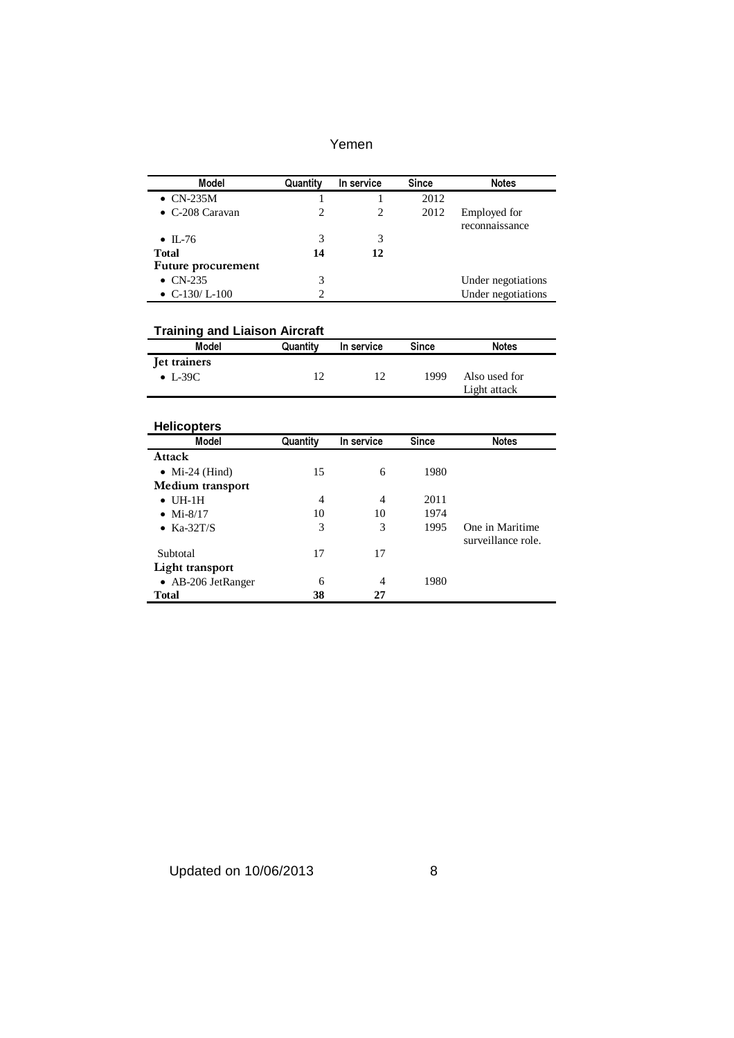| Model | Quantity | In service | Since | Notes |
|---|---|---|---|---|
| • CN-235M | 1 | 1 | 2012 | |
| • C-208 Caravan | 2 | 2 | 2012 | Employed for reconnaissance |
| • IL-76 | 3 | 3 | | |
| **Total** | **14** | **12** | | |
| **Future procurement** | | | | |
| • CN-235 | 3 | | | Under negotiations |
| • C-130/ L-100 | 2 | | | Under negotiations |

### Training and Liaison Aircraft

| Model | Quantity | In service | Since | Notes |
|---|---|---|---|---|
| **Jet trainers** | | | | |
| • L-39C | 12 | 12 | 1999 | Also used for Light attack |

### Helicopters

| Model | Quantity | In service | Since | Notes |
|---|---|---|---|---|
| **Attack** | | | | |
| • Mi-24 (Hind) | 15 | 6 | 1980 | |
| **Medium transport** | | | | |
| • UH-1H | 4 | 4 | 2011 | |
| • Mi-8/17 | 10 | 10 | 1974 | |
| • Ka-32T/S | 3 | 3 | 1995 | One in Maritime surveillance role. |
| Subtotal | 17 | 17 | | |
| **Light transport** | | | | |
| • AB-206 JetRanger | 6 | 4 | 1980 | |
| **Total** | **38** | **27** | | |

Updated on 10/06/2013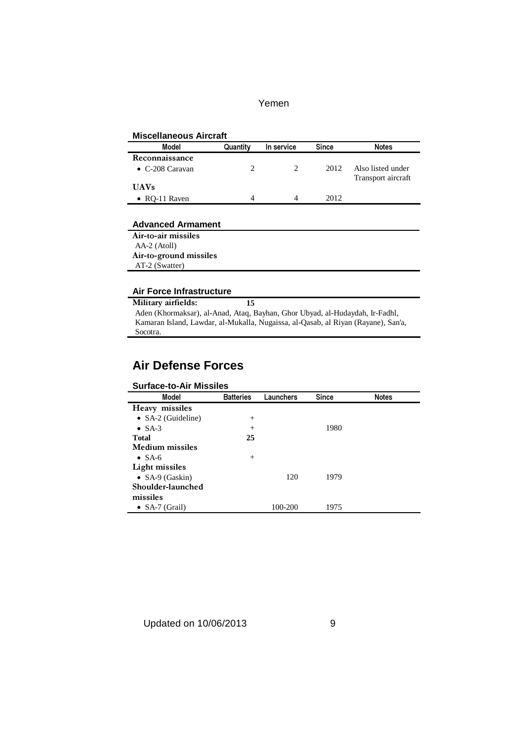### Miscellaneous Aircraft

| Model | Quantity | In service | Since | Notes |
|---|---|---|---|---|
| **Reconnaissance** | | | | |
| • C-208 Caravan | 2 | 2 | 2012 | Also listed under Transport aircraft |
| **UAVs** | | | | |
| • RQ-11 Raven | 4 | 4 | 2012 | |

### Advanced Armament

**Air-to-air missiles**

AA-2 (Atoll)

**Air-to-ground missiles**

AT-2 (Swatter)

### Air Force Infrastructure

**Military airfields:** **15**

Aden (Khormaksar), al-Anad, Ataq, Bayhan, Ghor Ubyad, al-Hudaydah, Ir-Fadhl, Kamaran Island, Lawdar, al-Mukalla, Nugaissa, al-Qasab, al Riyan (Rayane), San'a, Socotra.

## Air Defense Forces

### Surface-to-Air Missiles

| Model | Batteries | Launchers | Since | Notes |
|---|---|---|---|---|
| **Heavy missiles** | | | | |
| • SA-2 (Guideline) | + | | | |
| • SA-3 | + | | 1980 | |
| **Total** | **25** | | | |
| **Medium missiles** | | | | |
| • SA-6 | + | | | |
| **Light missiles** | | | | |
| • SA-9 (Gaskin) | | 120 | 1979 | |
| **Shoulder-launched missiles** | | | | |
| • SA-7 (Grail) | | 100-200 | 1975 | |

Updated on 10/06/2013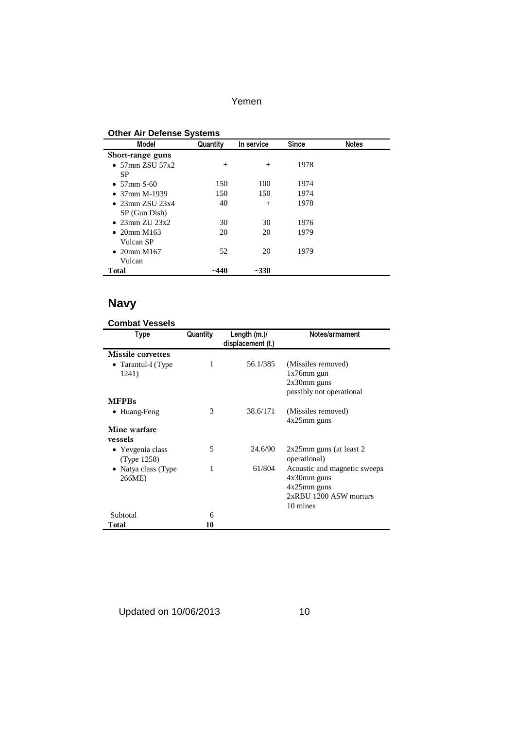### Other Air Defense Systems

| Model | Quantity | In service | Since | Notes |
|---|---|---|---|---|
| **Short-range guns** | | | | |
| • 57mm ZSU 57x2 SP | + | + | 1978 | |
| • 57mm S-60 | 150 | 100 | 1974 | |
| • 37mm M-1939 | 150 | 150 | 1974 | |
| • 23mm ZSU 23x4 SP (Gun Dish) | 40 | + | 1978 | |
| • 23mm ZU 23x2 | 30 | 30 | 1976 | |
| • 20mm M163 Vulcan SP | 20 | 20 | 1979 | |
| • 20mm M167 Vulcan | 52 | 20 | 1979 | |
| **Total** | **~440** | **~330** | | |

## Navy

### Combat Vessels

| Type | Quantity | Length (m.)/ displacement (t.) | Notes/armament |
|---|---|---|---|
| **Missile corvettes** | | | |
| • Tarantul-I (Type 1241) | 1 | 56.1/385 | (Missiles removed)<br>1x76mm gun<br>2x30mm guns<br>possibly not operational |
| **MFPBs** | | | |
| • Huang-Feng | 3 | 38.6/171 | (Missiles removed)<br>4x25mm guns |
| **Mine warfare vessels** | | | |
| • Yevgenia class (Type 1258) | 5 | 24.6/90 | 2x25mm guns (at least 2 operational) |
| • Natya class (Type 266ME) | 1 | 61/804 | Acoustic and magnetic sweeps<br>4x30mm guns<br>4x25mm guns<br>2xRBU 1200 ASW mortars<br>10 mines |
| Subtotal | 6 | | |
| **Total** | **10** | | |

Updated on 10/06/2013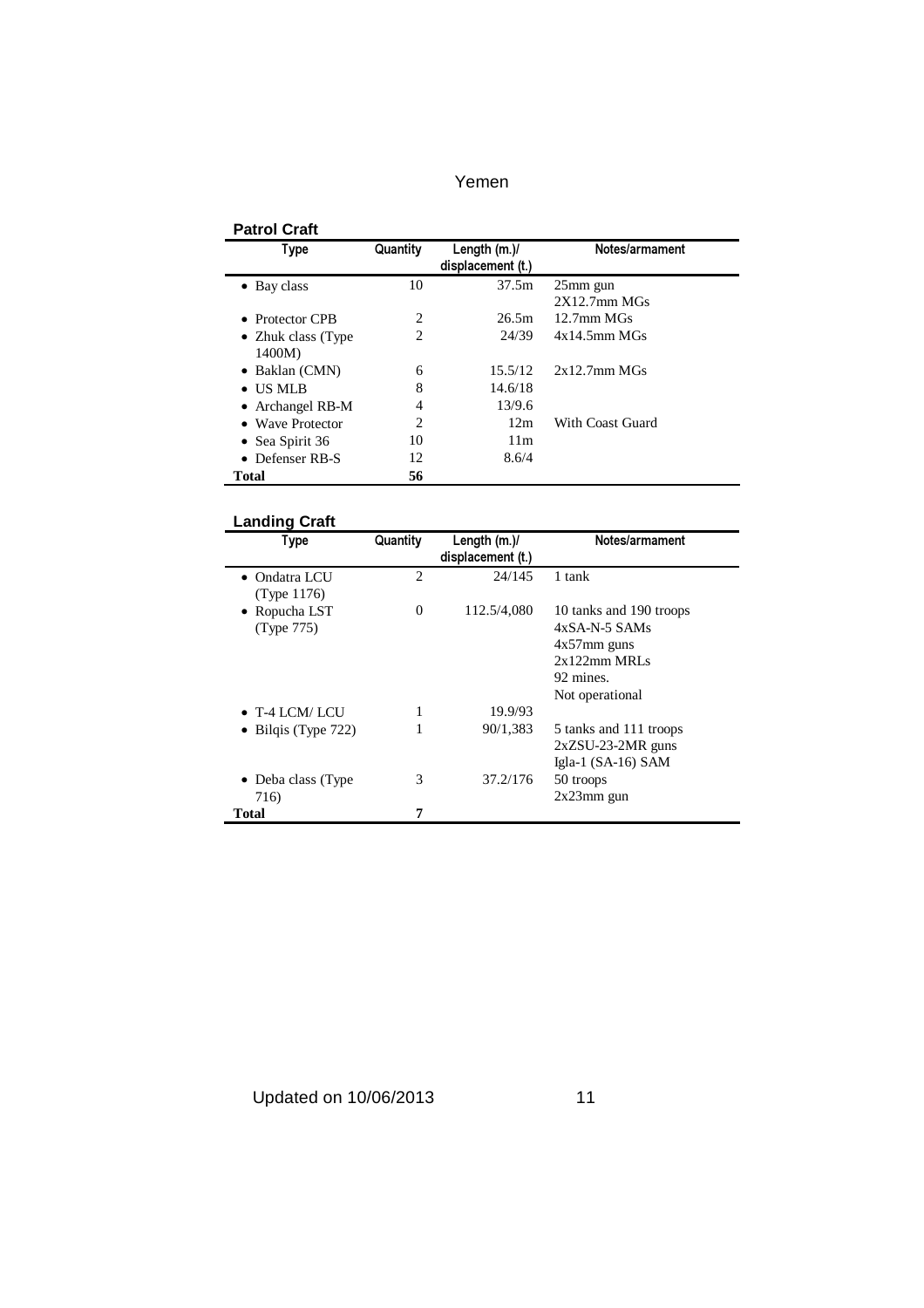# Yemen

## Patrol Craft

| Type | Quantity | Length (m.)/ displacement (t.) | Notes/armament |
|---|---|---|---|
| • Bay class | 10 | 37.5m | 25mm gun<br>2X12.7mm MGs |
| • Protector CPB | 2 | 26.5m | 12.7mm MGs |
| • Zhuk class (Type 1400M) | 2 | 24/39 | 4x14.5mm MGs |
| • Baklan (CMN) | 6 | 15.5/12 | 2x12.7mm MGs |
| • US MLB | 8 | 14.6/18 | |
| • Archangel RB-M | 4 | 13/9.6 | |
| • Wave Protector | 2 | 12m | With Coast Guard |
| • Sea Spirit 36 | 10 | 11m | |
| • Defenser RB-S | 12 | 8.6/4 | |
| **Total** | **56** | | |

## Landing Craft

| Type | Quantity | Length (m.)/ displacement (t.) | Notes/armament |
|---|---|---|---|
| • Ondatra LCU (Type 1176) | 2 | 24/145 | 1 tank |
| • Ropucha LST (Type 775) | 0 | 112.5/4,080 | 10 tanks and 190 troops<br>4xSA-N-5 SAMs<br>4x57mm guns<br>2x122mm MRLs<br>92 mines.<br>Not operational |
| • T-4 LCM/ LCU | 1 | 19.9/93 | |
| • Bilqis (Type 722) | 1 | 90/1,383 | 5 tanks and 111 troops<br>2xZSU-23-2MR guns<br>Igla-1 (SA-16) SAM |
| • Deba class (Type 716) | 3 | 37.2/176 | 50 troops<br>2x23mm gun |
| **Total** | **7** | | |

Updated on 10/06/2013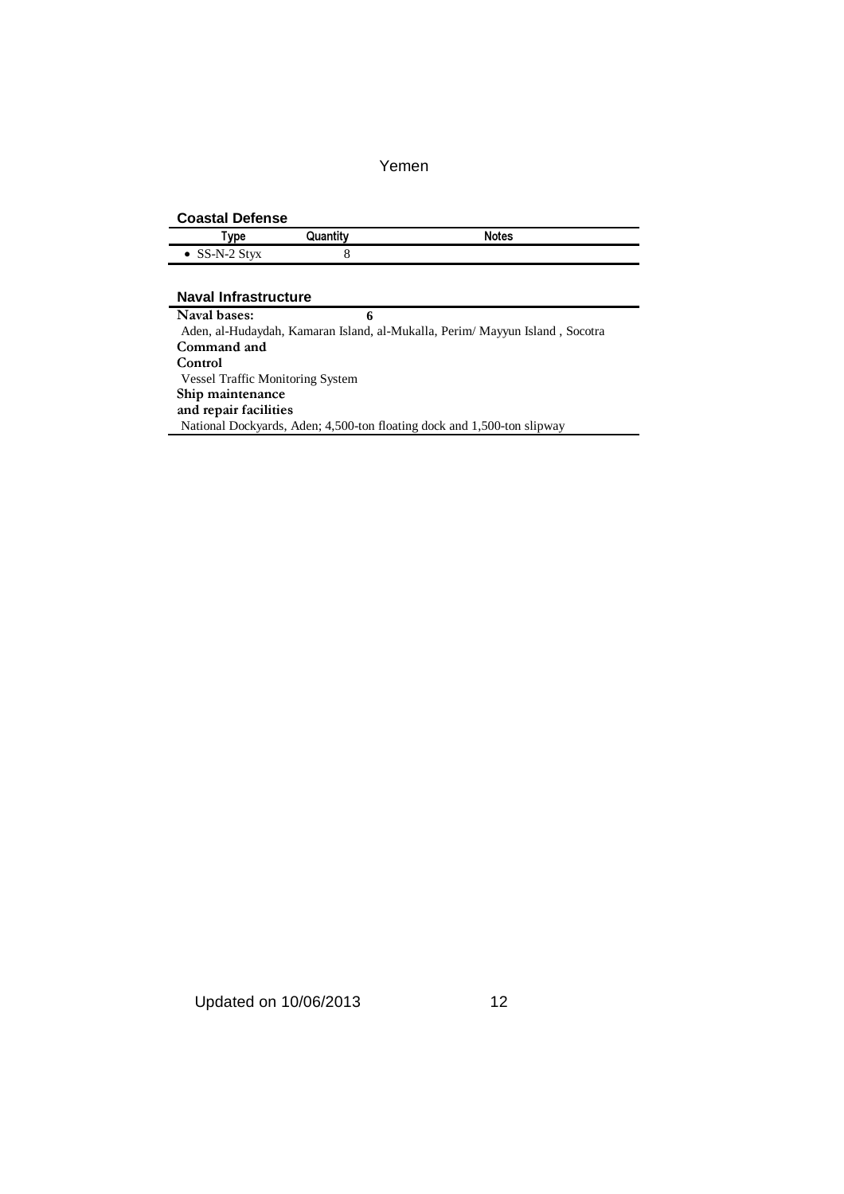## Coastal Defense

| Type | Quantity | Notes |
|---|---|---|
| • SS-N-2 Styx | 8 | |

## Naval Infrastructure

**Naval bases:** **6**

Aden, al-Hudaydah, Kamaran Island, al-Mukalla, Perim/ Mayyun Island , Socotra

**Command and Control**

Vessel Traffic Monitoring System

**Ship maintenance and repair facilities**

National Dockyards, Aden; 4,500-ton floating dock and 1,500-ton slipway

Updated on 10/06/2013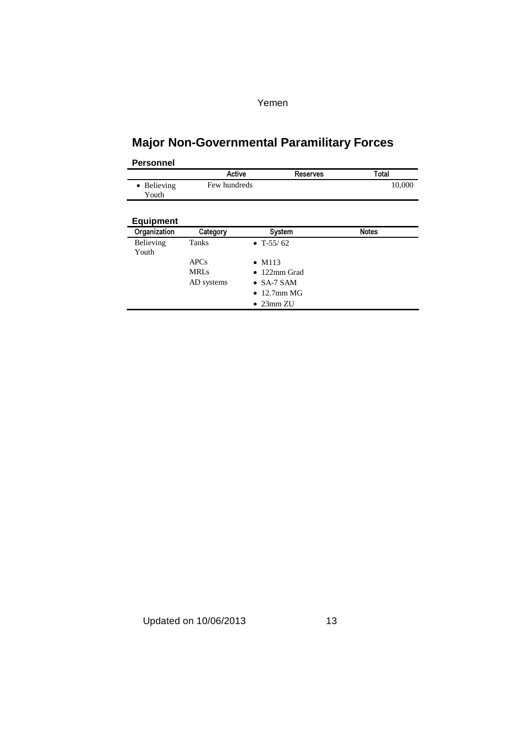# Major Non-Governmental Paramilitary Forces

### Personnel

| | Active | Reserves | Total |
|---|---|---|---|
| • Believing Youth | Few hundreds | | 10,000 |

### Equipment

| Organization | Category | System | Notes |
|---|---|---|---|
| Believing Youth | Tanks | • T-55/ 62 | |
| | APCs | • M113 | |
| | MRLs | • 122mm Grad | |
| | AD systems | • SA-7 SAM | |
| | | • 12.7mm MG | |
| | | • 23mm ZU | |

Updated on 10/06/2013